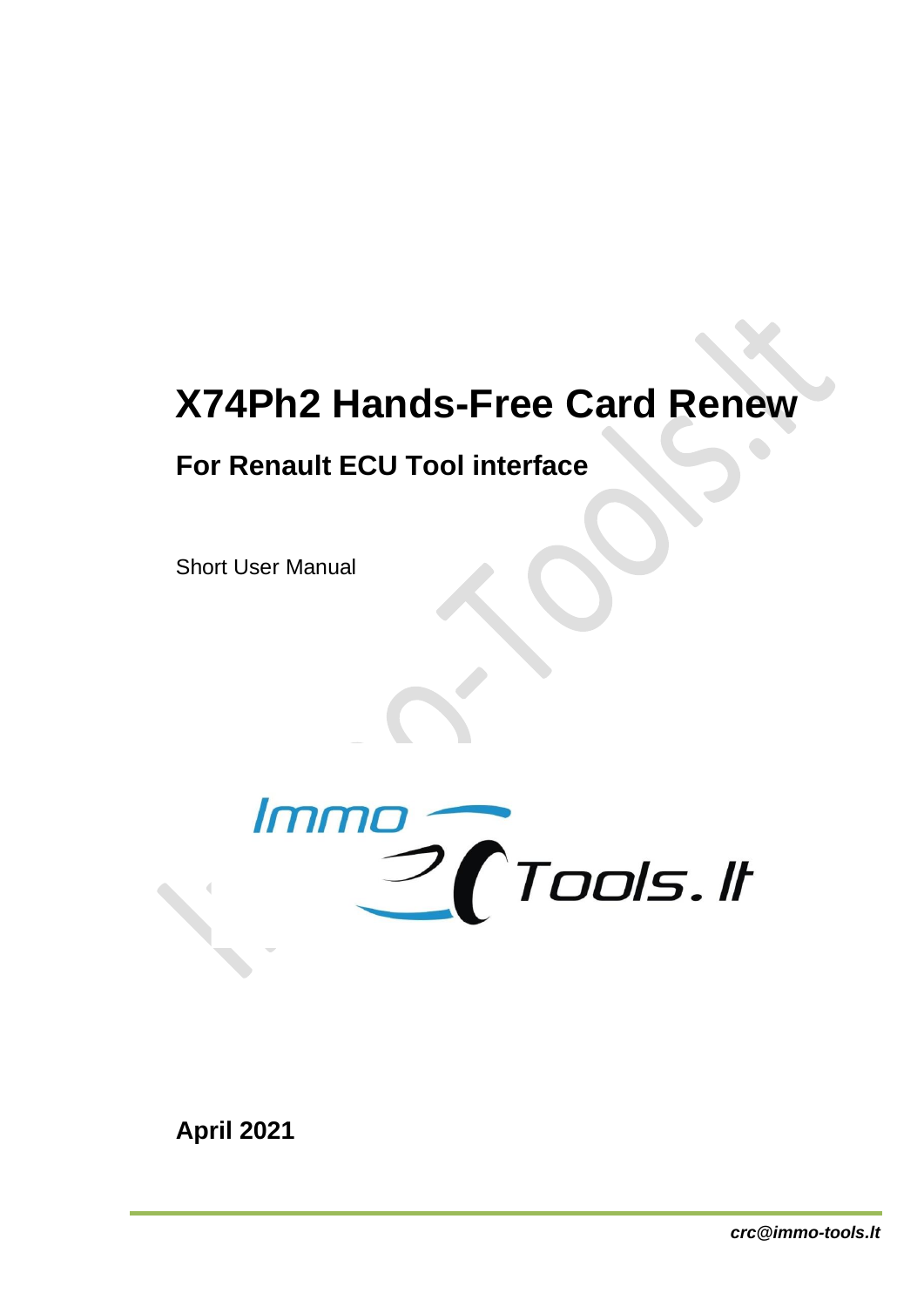# X74Ph2 Hands-Free Card Renew

## For Renault ECU Tool interface

Short User Manual

**April 2021**

***crc@immo-tools.lt***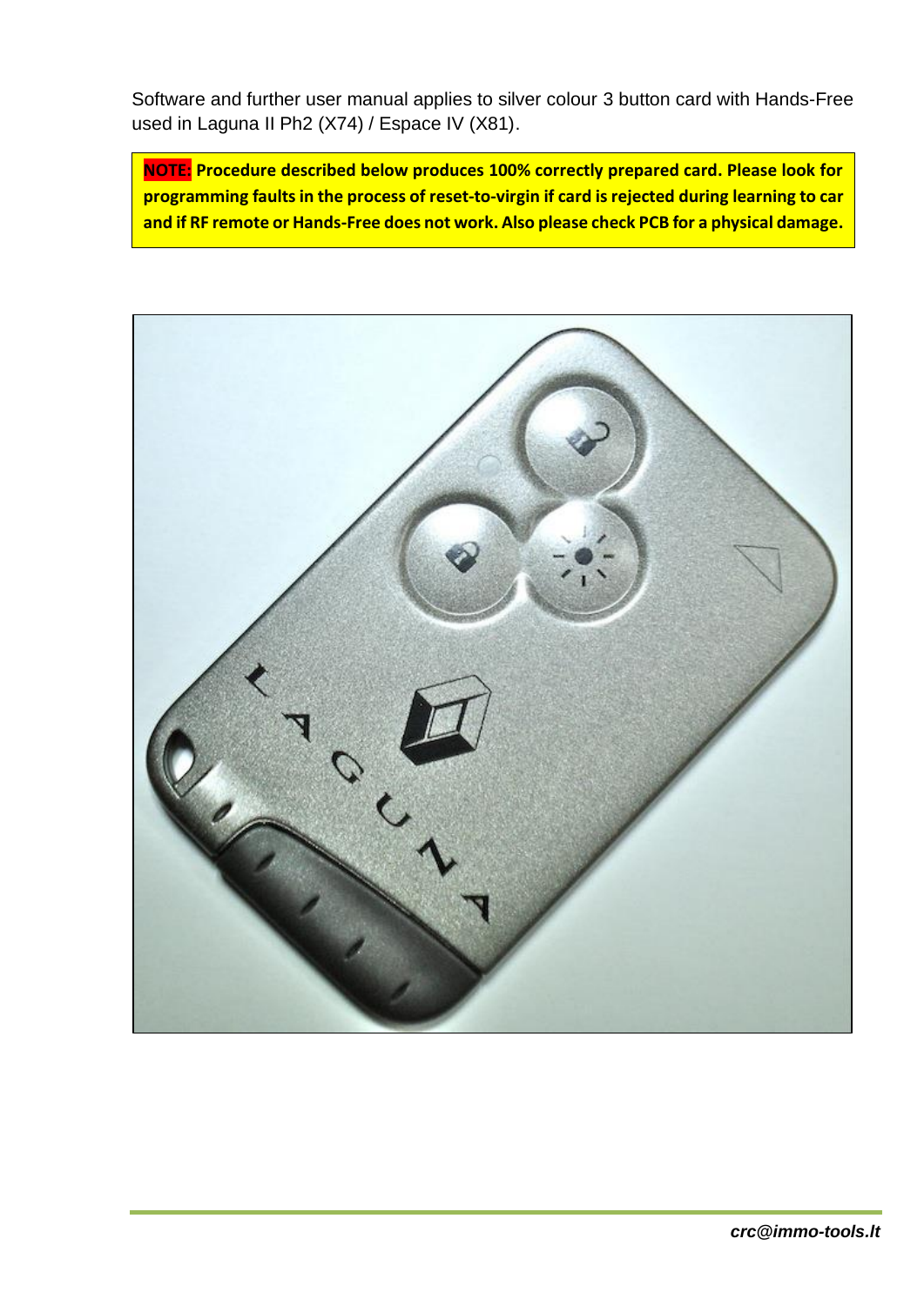Software and further user manual applies to silver colour 3 button card with Hands-Free used in Laguna II Ph2 (X74) / Espace IV (X81).

**NOTE: Procedure described below produces 100% correctly prepared card. Please look for programming faults in the process of reset-to-virgin if card is rejected during learning to car and if RF remote or Hands-Free does not work. Also please check PCB for a physical damage.**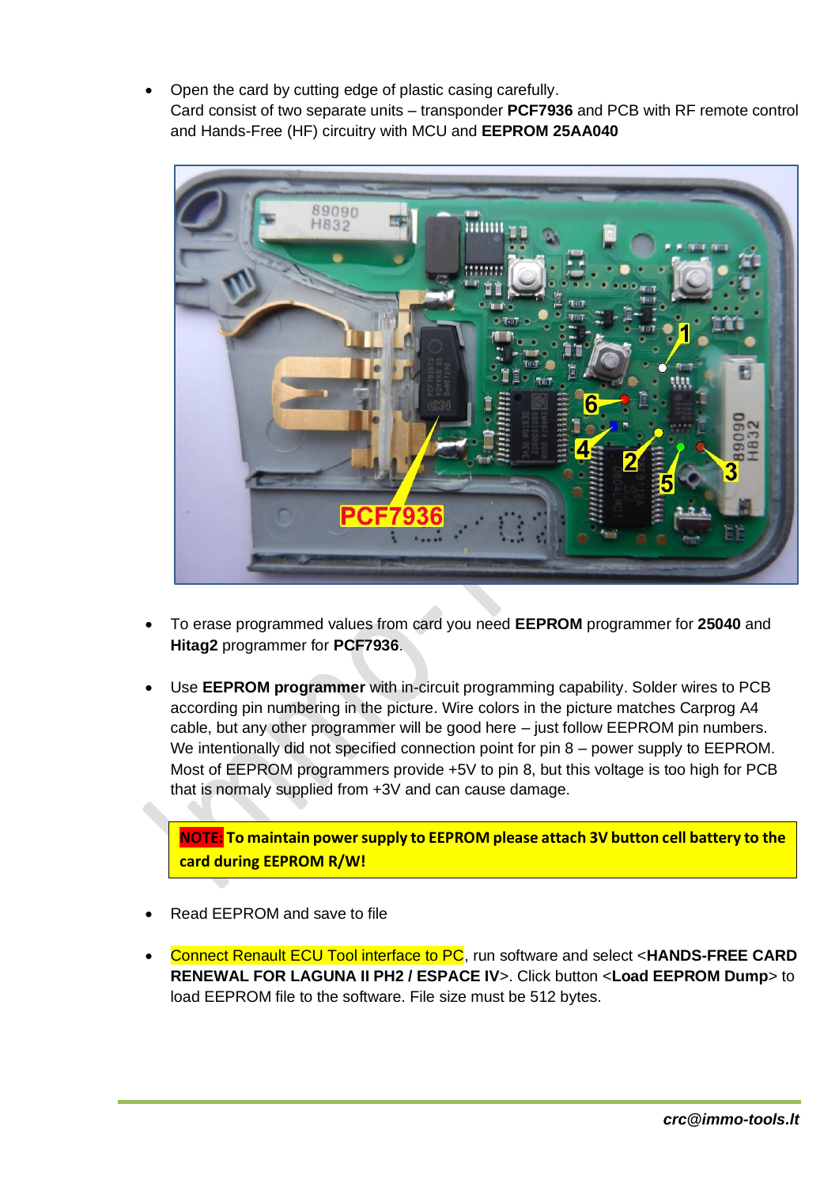- Open the card by cutting edge of plastic casing carefully.
  Card consist of two separate units – transponder **PCF7936** and PCB with RF remote control and Hands-Free (HF) circuitry with MCU and **EEPROM 25AA040**

- To erase programmed values from card you need **EEPROM** programmer for **25040** and **Hitag2** programmer for **PCF7936**.

- Use **EEPROM programmer** with in-circuit programming capability. Solder wires to PCB according pin numbering in the picture. Wire colors in the picture matches Carprog A4 cable, but any other programmer will be good here – just follow EEPROM pin numbers. We intentionally did not specified connection point for pin 8 – power supply to EEPROM. Most of EEPROM programmers provide +5V to pin 8, but this voltage is too high for PCB that is normaly supplied from +3V and can cause damage.

> **NOTE: To maintain power supply to EEPROM please attach 3V button cell battery to the card during EEPROM R/W!**

- Read EEPROM and save to file

- Connect Renault ECU Tool interface to PC, run software and select <**HANDS-FREE CARD RENEWAL FOR LAGUNA II PH2 / ESPACE IV**>. Click button <**Load EEPROM Dump**> to load EEPROM file to the software. File size must be 512 bytes.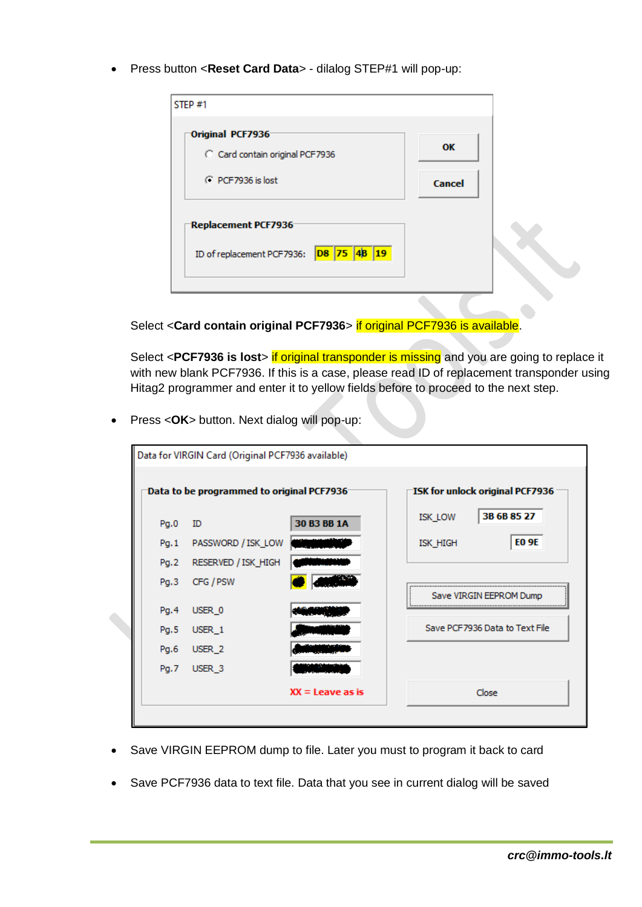- Press button <**Reset Card Data**> - dialog STEP#1 will pop-up:

STEP #1

**Original PCF7936**

- Card contain original PCF7936
- PCF7936 is lost

**Replacement PCF7936**

ID of replacement PCF7936: D8 75 4B 19

OK

Cancel

Select <**Card contain original PCF7936**> if original PCF7936 is available.

Select <**PCF7936 is lost**> if original transponder is missing and you are going to replace it with new blank PCF7936. If this is a case, please read ID of replacement transponder using Hitag2 programmer and enter it to yellow fields before to proceed to the next step.

- Press <**OK**> button. Next dialog will pop-up:

Data for VIRGIN Card (Original PCF7936 available)

**Data to be programmed to original PCF7936**

| Page | Name | Value |
| --- | --- | --- |
| Pg.0 | ID | 30 B3 BB 1A |
| Pg.1 | PASSWORD / ISK_LOW | |
| Pg.2 | RESERVED / ISK_HIGH | |
| Pg.3 | CFG / PSW | |
| Pg.4 | USER_0 | |
| Pg.5 | USER_1 | |
| Pg.6 | USER_2 | |
| Pg.7 | USER_3 | |

XX = Leave as is

**ISK for unlock original PCF7936**

ISK_LOW: 3B 6B 85 27

ISK_HIGH: E0 9E

Save VIRGIN EEPROM Dump

Save PCF7936 Data to Text File

Close

- Save VIRGIN EEPROM dump to file. Later you must to program it back to card
- Save PCF7936 data to text file. Data that you see in current dialog will be saved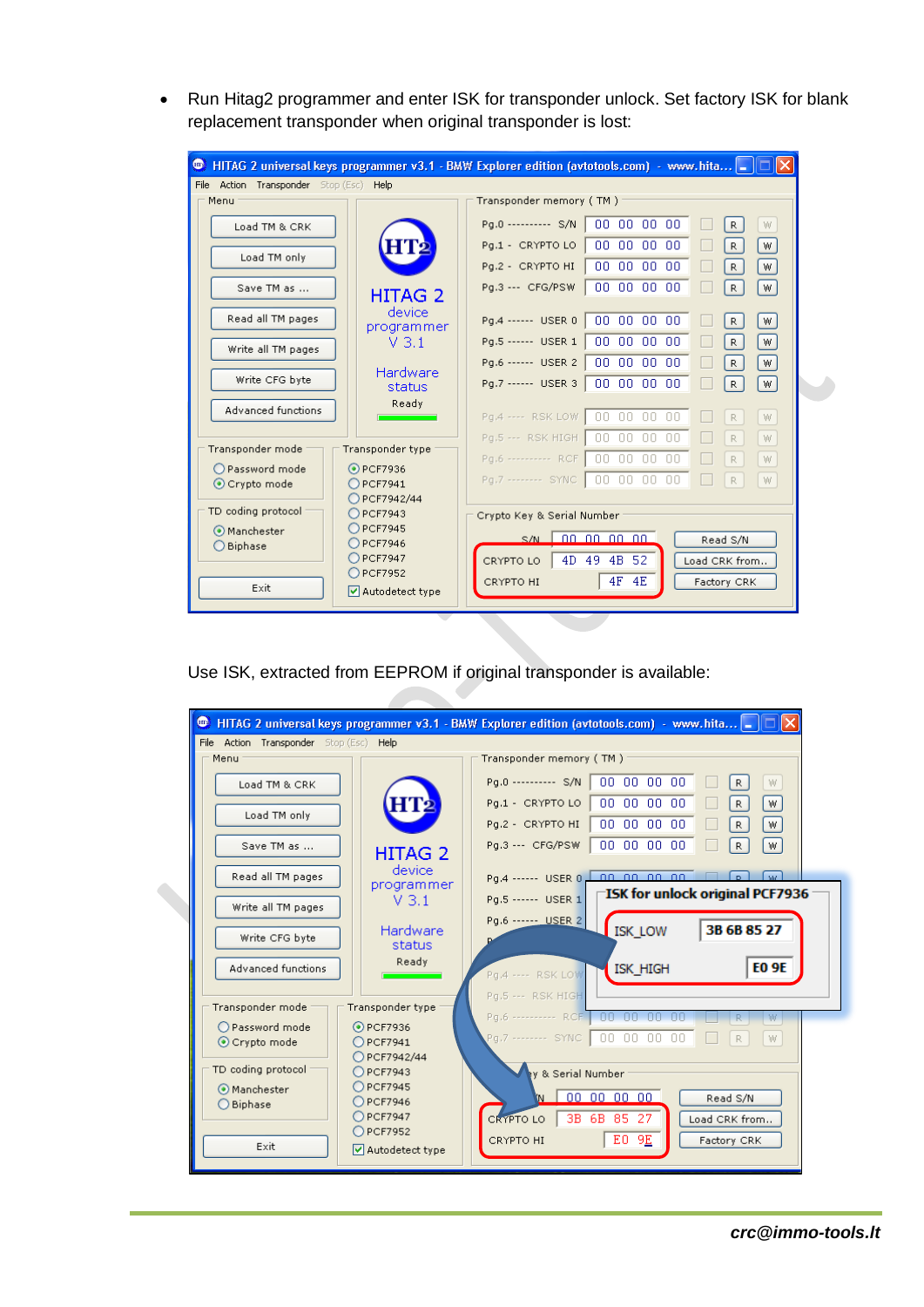- Run Hitag2 programmer and enter ISK for transponder unlock. Set factory ISK for blank replacement transponder when original transponder is lost:

Use ISK, extracted from EEPROM if original transponder is available: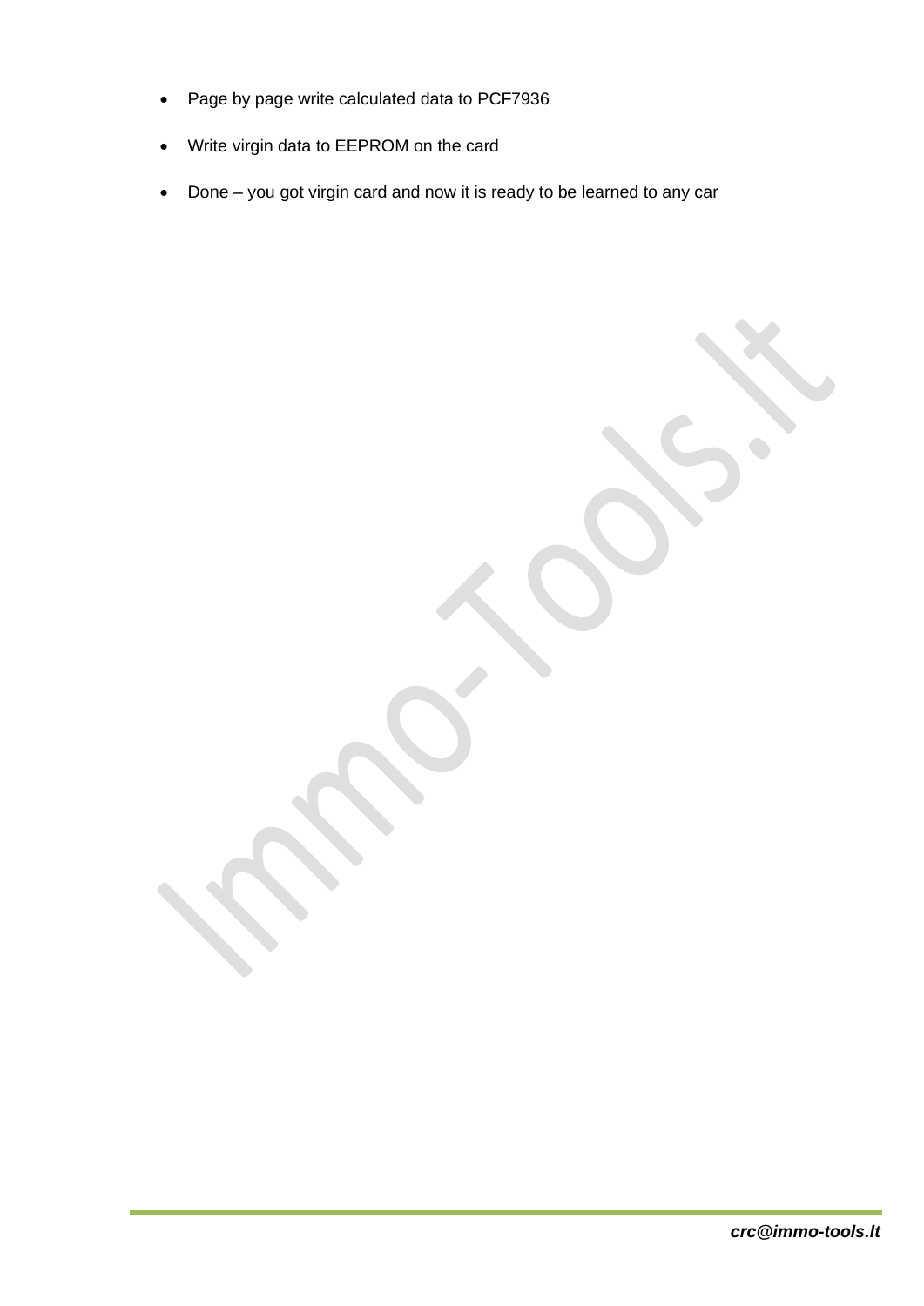- Page by page write calculated data to PCF7936
- Write virgin data to EEPROM on the card
- Done – you got virgin card and now it is ready to be learned to any car